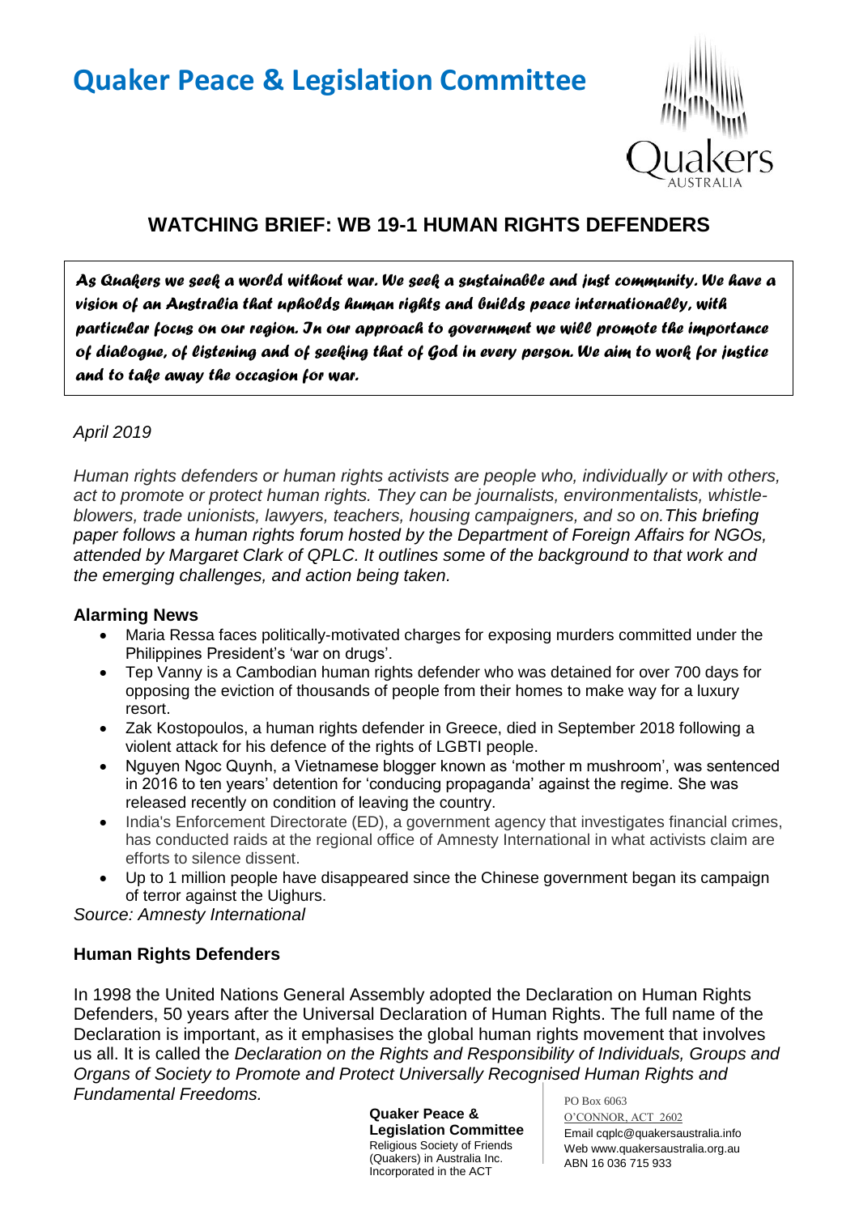# Quaker Peace & Legislation Committee

## WATCHING BRIEF: WB 19-1 HUMAN RIGHTS DEFENDERS

*As Quakers we seek a world without war. We seek a sustainable and just community. We have a vision of an Australia that upholds human rights and builds peace internationally, with particular focus on our region. In our approach to government we will promote the importance of dialogue, of listening and of seeking that of God in every person. We aim to work for justice and to take away the occasion for war.*

*April 2019*

*Human rights defenders or human rights activists are people who, individually or with others, act to promote or protect human rights. They can be journalists, environmentalists, whistle-blowers, trade unionists, lawyers, teachers, housing campaigners, and so on.This briefing paper follows a human rights forum hosted by the Department of Foreign Affairs for NGOs, attended by Margaret Clark of QPLC. It outlines some of the background to that work and the emerging challenges, and action being taken.*

### Alarming News

- Maria Ressa faces politically-motivated charges for exposing murders committed under the Philippines President's 'war on drugs'.
- Tep Vanny is a Cambodian human rights defender who was detained for over 700 days for opposing the eviction of thousands of people from their homes to make way for a luxury resort.
- Zak Kostopoulos, a human rights defender in Greece, died in September 2018 following a violent attack for his defence of the rights of LGBTI people.
- Nguyen Ngoc Quynh, a Vietnamese blogger known as 'mother m mushroom', was sentenced in 2016 to ten years' detention for 'conducing propaganda' against the regime. She was released recently on condition of leaving the country.
- India's Enforcement Directorate (ED), a government agency that investigates financial crimes, has conducted raids at the regional office of Amnesty International in what activists claim are efforts to silence dissent.
- Up to 1 million people have disappeared since the Chinese government began its campaign of terror against the Uighurs.

*Source: Amnesty International*

### Human Rights Defenders

In 1998 the United Nations General Assembly adopted the Declaration on Human Rights Defenders, 50 years after the Universal Declaration of Human Rights. The full name of the Declaration is important, as it emphasises the global human rights movement that involves us all. It is called the *Declaration on the Rights and Responsibility of Individuals, Groups and Organs of Society to Promote and Protect Universally Recognised Human Rights and Fundamental Freedoms.*

**Quaker Peace & Legislation Committee**
Religious Society of Friends (Quakers) in Australia Inc.
Incorporated in the ACT

PO Box 6063
O'CONNOR, ACT 2602
Email cqplc@quakersaustralia.info
Web www.quakersaustralia.org.au
ABN 16 036 715 933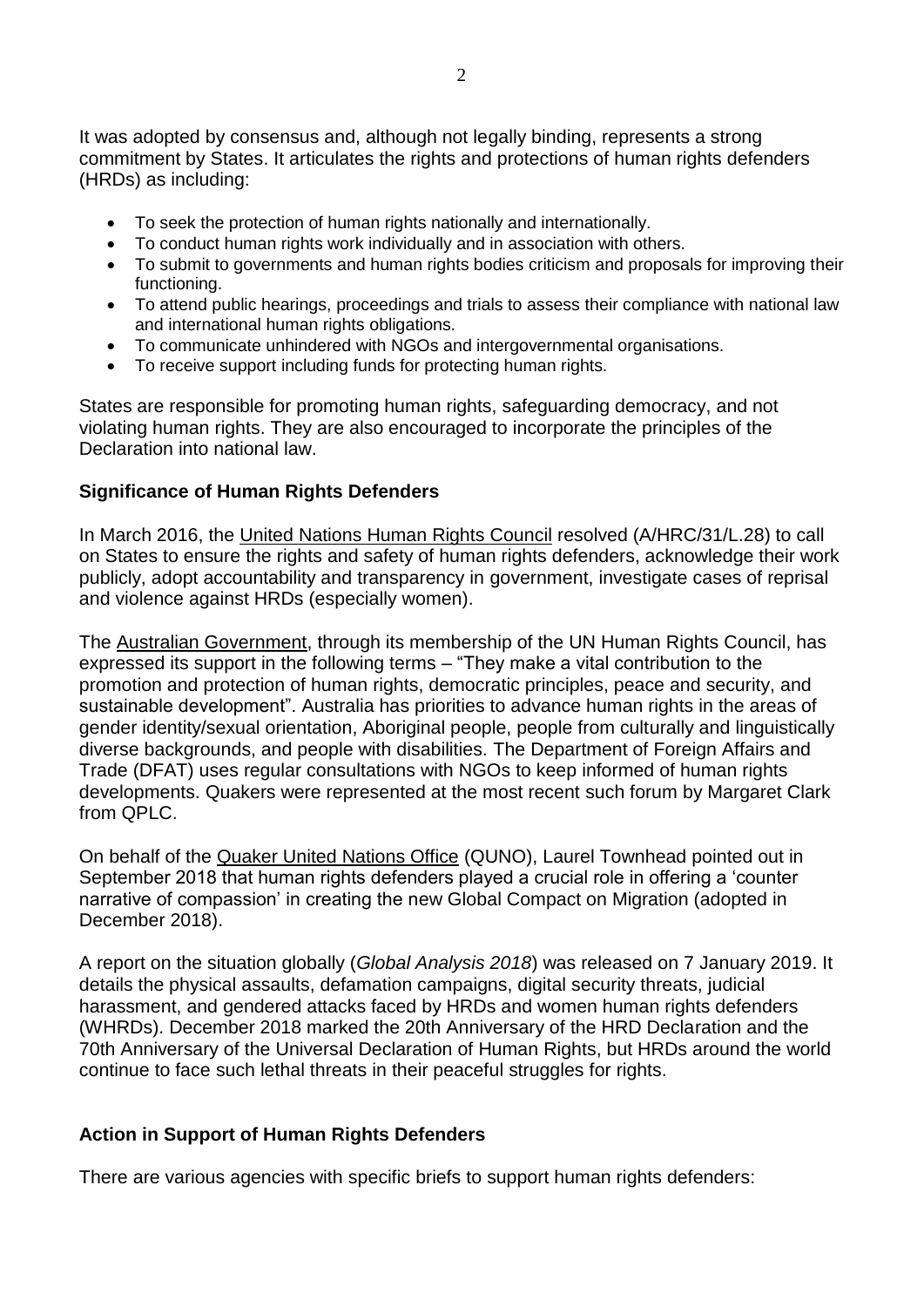It was adopted by consensus and, although not legally binding, represents a strong commitment by States. It articulates the rights and protections of human rights defenders (HRDs) as including:

- To seek the protection of human rights nationally and internationally.
- To conduct human rights work individually and in association with others.
- To submit to governments and human rights bodies criticism and proposals for improving their functioning.
- To attend public hearings, proceedings and trials to assess their compliance with national law and international human rights obligations.
- To communicate unhindered with NGOs and intergovernmental organisations.
- To receive support including funds for protecting human rights.

States are responsible for promoting human rights, safeguarding democracy, and not violating human rights. They are also encouraged to incorporate the principles of the Declaration into national law.

**Significance of Human Rights Defenders**

In March 2016, the United Nations Human Rights Council resolved (A/HRC/31/L.28) to call on States to ensure the rights and safety of human rights defenders, acknowledge their work publicly, adopt accountability and transparency in government, investigate cases of reprisal and violence against HRDs (especially women).

The Australian Government, through its membership of the UN Human Rights Council, has expressed its support in the following terms – "They make a vital contribution to the promotion and protection of human rights, democratic principles, peace and security, and sustainable development". Australia has priorities to advance human rights in the areas of gender identity/sexual orientation, Aboriginal people, people from culturally and linguistically diverse backgrounds, and people with disabilities. The Department of Foreign Affairs and Trade (DFAT) uses regular consultations with NGOs to keep informed of human rights developments. Quakers were represented at the most recent such forum by Margaret Clark from QPLC.

On behalf of the Quaker United Nations Office (QUNO), Laurel Townhead pointed out in September 2018 that human rights defenders played a crucial role in offering a 'counter narrative of compassion' in creating the new Global Compact on Migration (adopted in December 2018).

A report on the situation globally (*Global Analysis 2018*) was released on 7 January 2019. It details the physical assaults, defamation campaigns, digital security threats, judicial harassment, and gendered attacks faced by HRDs and women human rights defenders (WHRDs). December 2018 marked the 20th Anniversary of the HRD Declaration and the 70th Anniversary of the Universal Declaration of Human Rights, but HRDs around the world continue to face such lethal threats in their peaceful struggles for rights.

**Action in Support of Human Rights Defenders**

There are various agencies with specific briefs to support human rights defenders: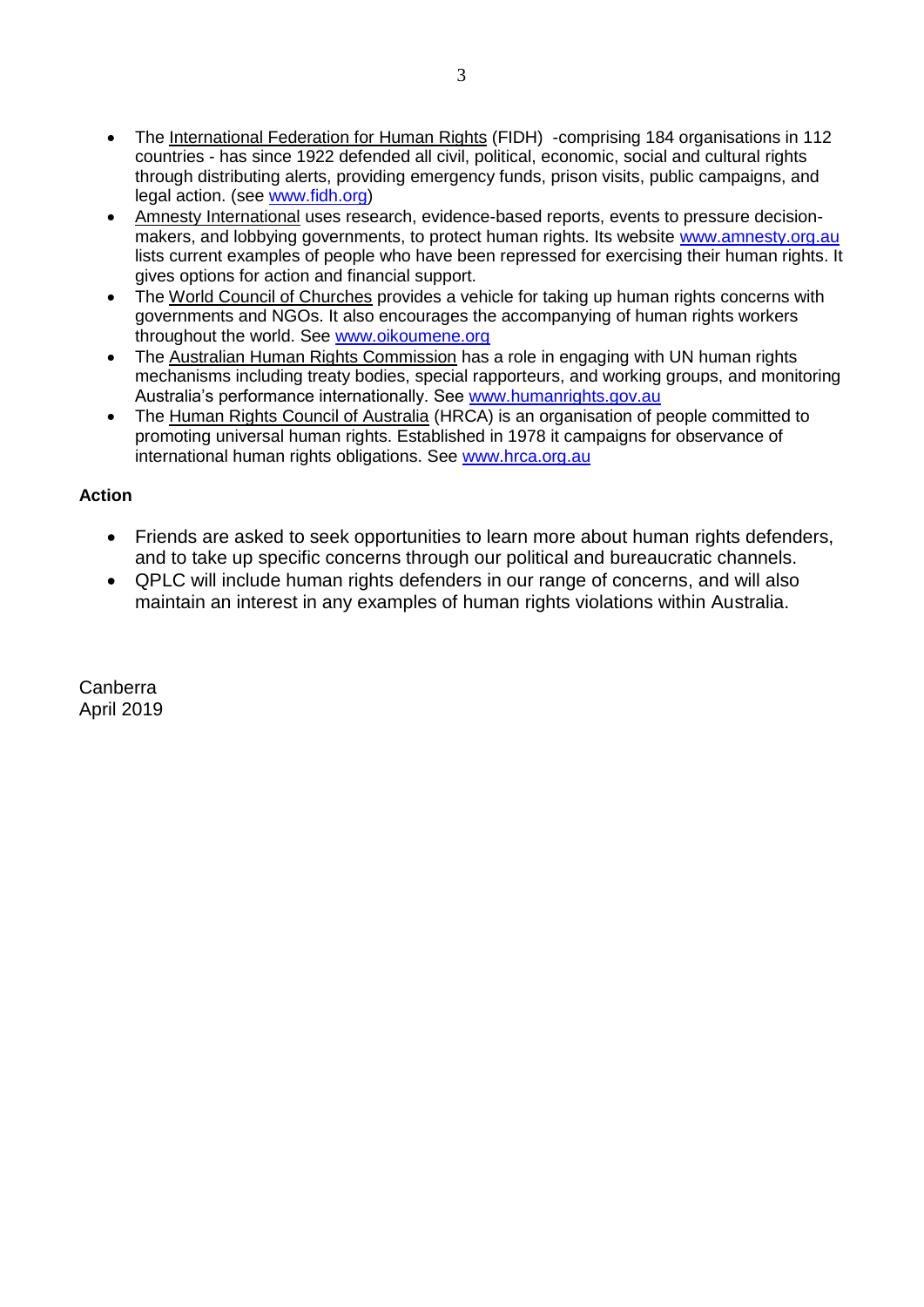- The International Federation for Human Rights (FIDH) -comprising 184 organisations in 112 countries - has since 1922 defended all civil, political, economic, social and cultural rights through distributing alerts, providing emergency funds, prison visits, public campaigns, and legal action. (see www.fidh.org)
- Amnesty International uses research, evidence-based reports, events to pressure decision-makers, and lobbying governments, to protect human rights. Its website www.amnesty.org.au lists current examples of people who have been repressed for exercising their human rights. It gives options for action and financial support.
- The World Council of Churches provides a vehicle for taking up human rights concerns with governments and NGOs. It also encourages the accompanying of human rights workers throughout the world. See www.oikoumene.org
- The Australian Human Rights Commission has a role in engaging with UN human rights mechanisms including treaty bodies, special rapporteurs, and working groups, and monitoring Australia's performance internationally. See www.humanrights.gov.au
- The Human Rights Council of Australia (HRCA) is an organisation of people committed to promoting universal human rights. Established in 1978 it campaigns for observance of international human rights obligations. See www.hrca.org.au

**Action**

- Friends are asked to seek opportunities to learn more about human rights defenders, and to take up specific concerns through our political and bureaucratic channels.
- QPLC will include human rights defenders in our range of concerns, and will also maintain an interest in any examples of human rights violations within Australia.

Canberra
April 2019